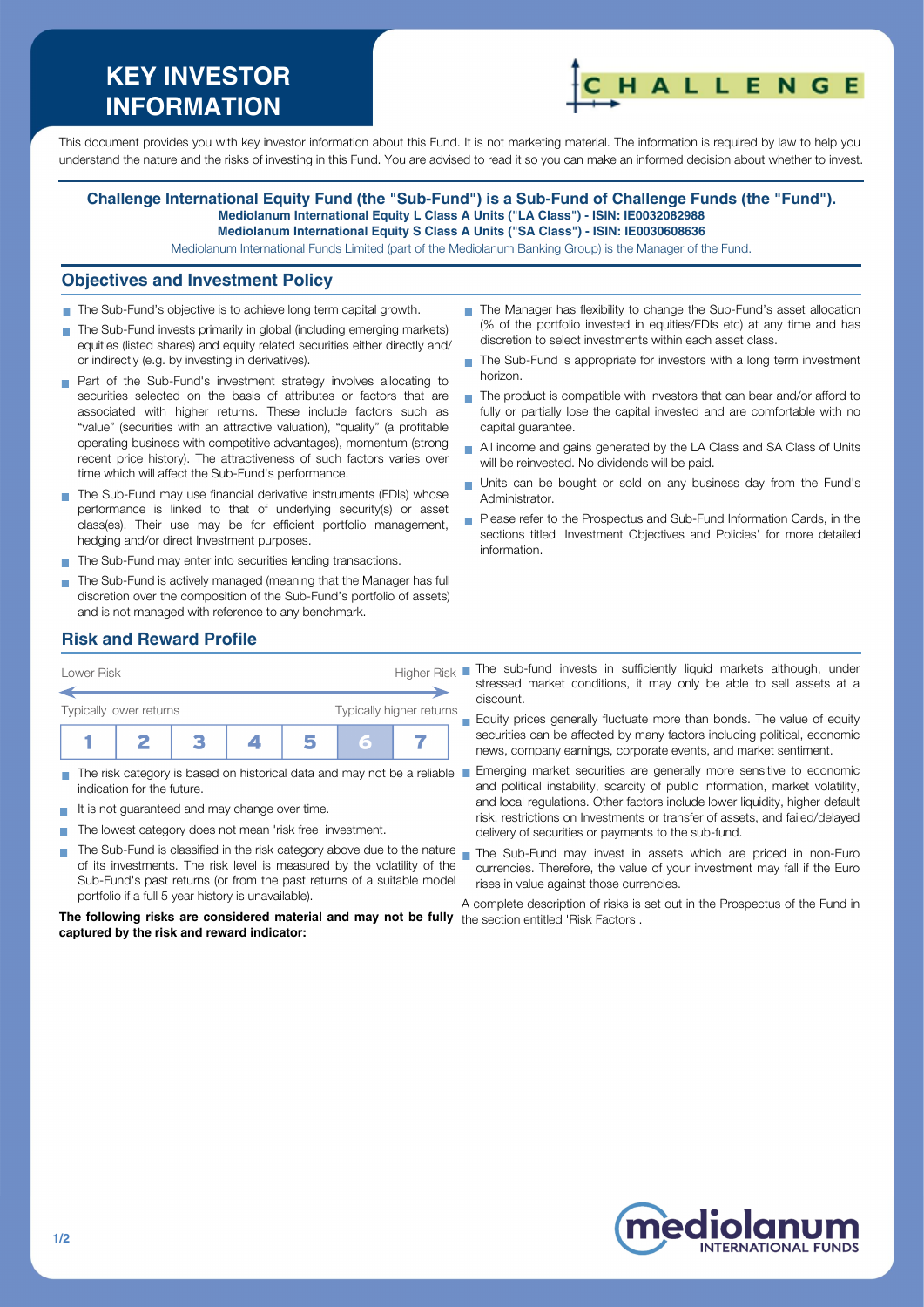# KEY INVESTOR INFORMATION

This document provides you with key investor information about this Fund. It is not marketing material. The information is required by law to help you understand the nature and the risks of investing in this Fund. You are advised to read it so you can make an informed decision about whether to invest.

**Challenge International Equity Fund (the "Sub-Fund") is a Sub-Fund of Challenge Funds (the "Fund").**
**Mediolanum International Equity L Class A Units ("LA Class") - ISIN: IE0032082988**
**Mediolanum International Equity S Class A Units ("SA Class") - ISIN: IE0030608636**

Mediolanum International Funds Limited (part of the Mediolanum Banking Group) is the Manager of the Fund.

## Objectives and Investment Policy

- The Sub-Fund's objective is to achieve long term capital growth.
- The Sub-Fund invests primarily in global (including emerging markets) equities (listed shares) and equity related securities either directly and/ or indirectly (e.g. by investing in derivatives).
- Part of the Sub-Fund's investment strategy involves allocating to securities selected on the basis of attributes or factors that are associated with higher returns. These include factors such as "value" (securities with an attractive valuation), "quality" (a profitable operating business with competitive advantages), momentum (strong recent price history). The attractiveness of such factors varies over time which will affect the Sub-Fund's performance.
- The Sub-Fund may use financial derivative instruments (FDIs) whose performance is linked to that of underlying security(s) or asset class(es). Their use may be for efficient portfolio management, hedging and/or direct Investment purposes.
- The Sub-Fund may enter into securities lending transactions.
- The Sub-Fund is actively managed (meaning that the Manager has full discretion over the composition of the Sub-Fund's portfolio of assets) and is not managed with reference to any benchmark.
- The Manager has flexibility to change the Sub-Fund's asset allocation (% of the portfolio invested in equities/FDIs etc) at any time and has discretion to select investments within each asset class.
- The Sub-Fund is appropriate for investors with a long term investment horizon.
- The product is compatible with investors that can bear and/or afford to fully or partially lose the capital invested and are comfortable with no capital guarantee.
- All income and gains generated by the LA Class and SA Class of Units will be reinvested. No dividends will be paid.
- Units can be bought or sold on any business day from the Fund's Administrator.
- Please refer to the Prospectus and Sub-Fund Information Cards, in the sections titled 'Investment Objectives and Policies' for more detailed information.

## Risk and Reward Profile

| Lower Risk | | | | | | Higher Risk |
|---|---|---|---|---|---|---|
| Typically lower returns | | | | | | Typically higher returns |
| 1 | 2 | 3 | 4 | 5 | **6** | 7 |

- The risk category is based on historical data and may not be a reliable indication for the future.
- It is not guaranteed and may change over time.
- The lowest category does not mean 'risk free' investment.
- The Sub-Fund is classified in the risk category above due to the nature of its investments. The risk level is measured by the volatility of the Sub-Fund's past returns (or from the past returns of a suitable model portfolio if a full 5 year history is unavailable).

**The following risks are considered material and may not be fully captured by the risk and reward indicator:**

- The sub-fund invests in sufficiently liquid markets although, under stressed market conditions, it may only be able to sell assets at a discount.
- Equity prices generally fluctuate more than bonds. The value of equity securities can be affected by many factors including political, economic news, company earnings, corporate events, and market sentiment.
- Emerging market securities are generally more sensitive to economic and political instability, scarcity of public information, market volatility, and local regulations. Other factors include lower liquidity, higher default risk, restrictions on Investments or transfer of assets, and failed/delayed delivery of securities or payments to the sub-fund.
- The Sub-Fund may invest in assets which are priced in non-Euro currencies. Therefore, the value of your investment may fall if the Euro rises in value against those currencies.

A complete description of risks is set out in the Prospectus of the Fund in the section entitled 'Risk Factors'.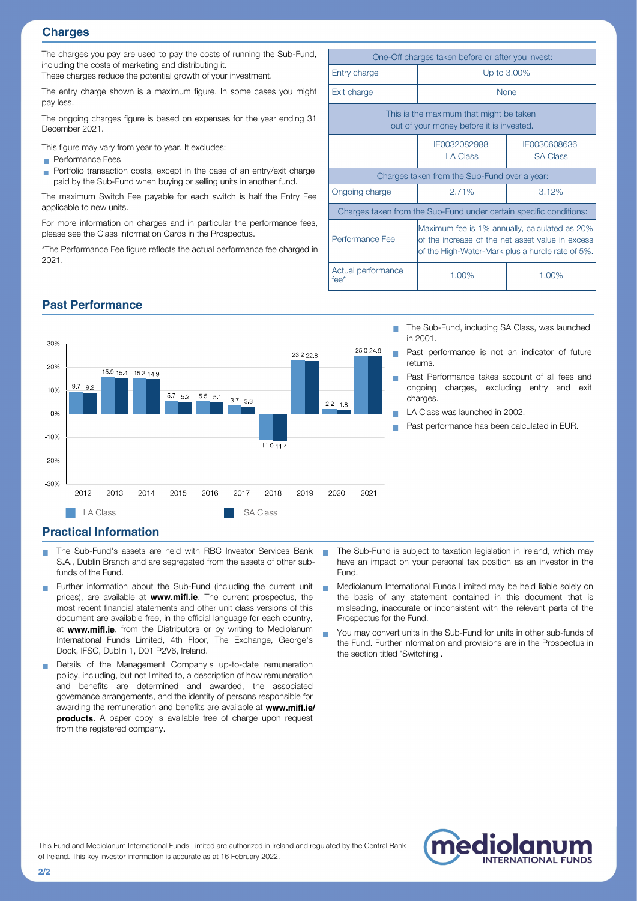## Charges

The charges you pay are used to pay the costs of running the Sub-Fund, including the costs of marketing and distributing it.
These charges reduce the potential growth of your investment.

The entry charge shown is a maximum figure. In some cases you might pay less.

The ongoing charges figure is based on expenses for the year ending 31 December 2021.

This figure may vary from year to year. It excludes:

- Performance Fees
- Portfolio transaction costs, except in the case of an entry/exit charge paid by the Sub-Fund when buying or selling units in another fund.

The maximum Switch Fee payable for each switch is half the Entry Fee applicable to new units.

For more information on charges and in particular the performance fees, please see the Class Information Cards in the Prospectus.

*The Performance Fee figure reflects the actual performance fee charged in 2021.

| One-Off charges taken before or after you invest: | | |
|---|---|---|
| Entry charge | Up to 3.00% | |
| Exit charge | None | |
| This is the maximum that might be taken out of your money before it is invested. | | |
| | IE0032082988 LA Class | IE0030608636 SA Class |
| Charges taken from the Sub-Fund over a year: | | |
| Ongoing charge | 2.71% | 3.12% |
| Charges taken from the Sub-Fund under certain specific conditions: | | |
| Performance Fee | Maximum fee is 1% annually, calculated as 20% of the increase of the net asset value in excess of the High-Water-Mark plus a hurdle rate of 5%. | |
| Actual performance fee* | 1.00% | 1.00% |

## Past Performance

30%
20%
10%
0%
-10%
-20%
-30%

2012: 9.7 9.2
2013: 15.9 15.4
2014: 15.3 14.9
2015: 5.7 5.2
2016: 5.5 5.1
2017: 3.7 3.3
2018: -11.0 -11.4
2019: 23.2 22.8
2020: 2.2 1.8
2021: 25.0 24.9

LA Class SA Class

- The Sub-Fund, including SA Class, was launched in 2001.
- Past performance is not an indicator of future returns.
- Past Performance takes account of all fees and ongoing charges, excluding entry and exit charges.
- LA Class was launched in 2002.
- Past performance has been calculated in EUR.

## Practical Information

- The Sub-Fund's assets are held with RBC Investor Services Bank S.A., Dublin Branch and are segregated from the assets of other sub-funds of the Fund.
- Further information about the Sub-Fund (including the current unit prices), are available at **www.mifl.ie**. The current prospectus, the most recent financial statements and other unit class versions of this document are available free, in the official language for each country, at **www.mifl.ie**, from the Distributors or by writing to Mediolanum International Funds Limited, 4th Floor, The Exchange, George's Dock, IFSC, Dublin 1, D01 P2V6, Ireland.
- Details of the Management Company's up-to-date remuneration policy, including, but not limited to, a description of how remuneration and benefits are determined and awarded, the associated governance arrangements, and the identity of persons responsible for awarding the remuneration and benefits are available at **www.mifl.ie/products**. A paper copy is available free of charge upon request from the registered company.
- The Sub-Fund is subject to taxation legislation in Ireland, which may have an impact on your personal tax position as an investor in the Fund.
- Mediolanum International Funds Limited may be held liable solely on the basis of any statement contained in this document that is misleading, inaccurate or inconsistent with the relevant parts of the Prospectus for the Fund.
- You may convert units in the Sub-Fund for units in other sub-funds of the Fund. Further information and provisions are in the Prospectus in the section titled 'Switching'.

This Fund and Mediolanum International Funds Limited are authorized in Ireland and regulated by the Central Bank of Ireland. This key investor information is accurate as at 16 February 2022.